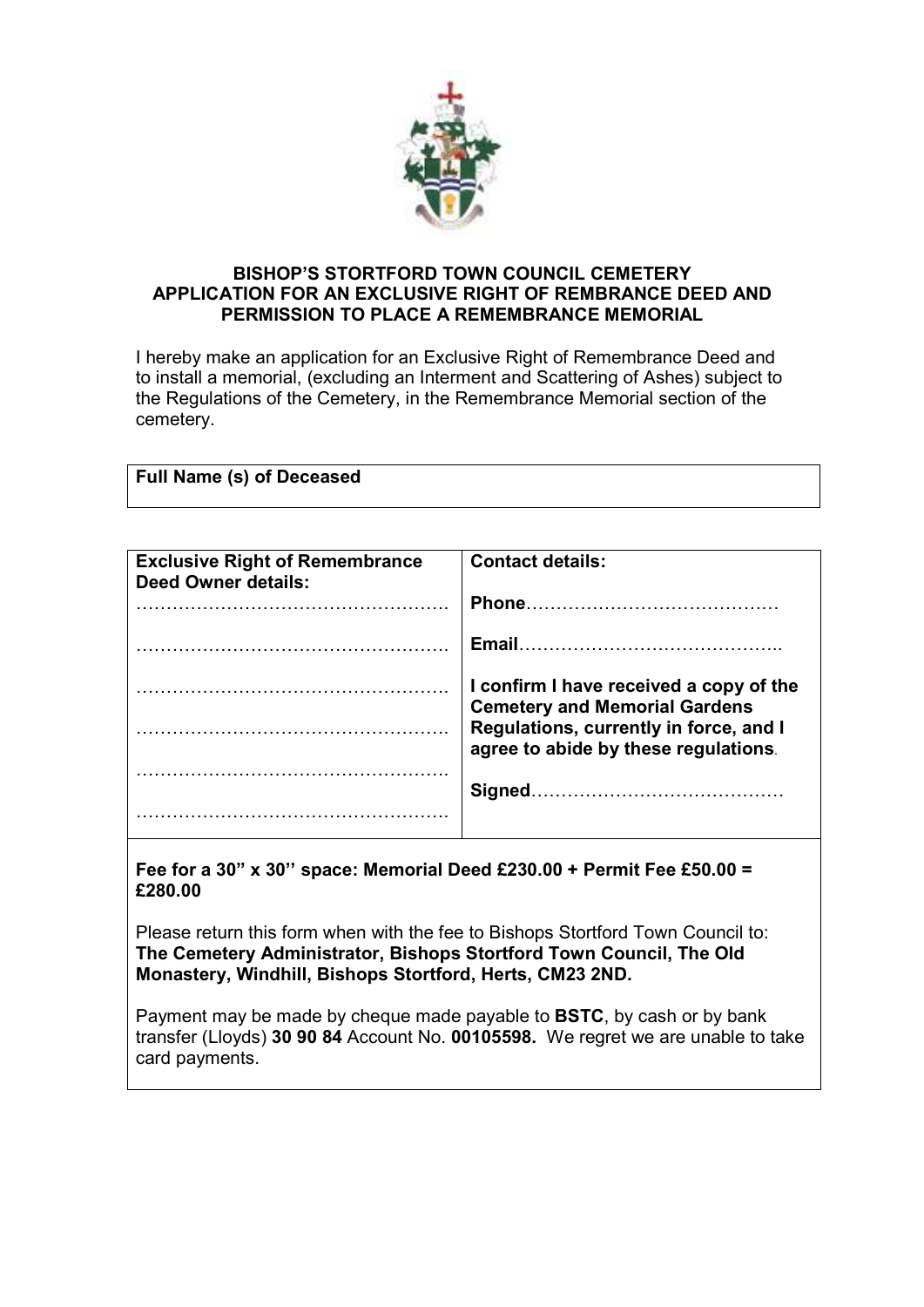**BISHOP'S STORTFORD TOWN COUNCIL CEMETERY**
**APPLICATION FOR AN EXCLUSIVE RIGHT OF REMBRANCE DEED AND PERMISSION TO PLACE A REMEMBRANCE MEMORIAL**

I hereby make an application for an Exclusive Right of Remembrance Deed and to install a memorial, (excluding an Interment and Scattering of Ashes) subject to the Regulations of the Cemetery, in the Remembrance Memorial section of the cemetery.

| **Full Name (s) of Deceased** |
|---|
| |

| **Exclusive Right of Remembrance Deed Owner details:** | **Contact details:** |
|---|---|
| ……………………………………………. | **Phone**…………………………………… |
| ……………………………………………. | **Email**…………………………………….. |
| ……………………………………………. | **I confirm I have received a copy of the Cemetery and Memorial Gardens** |
| ……………………………………………. | **Regulations, currently in force, and I agree to abide by these regulations**. |
| ……………………………………………. | **Signed**…………………………………… |
| ……………………………………………. | |

**Fee for a 30" x 30'' space: Memorial Deed £230.00 + Permit Fee £50.00 = £280.00**

Please return this form when with the fee to Bishops Stortford Town Council to: **The Cemetery Administrator, Bishops Stortford Town Council, The Old Monastery, Windhill, Bishops Stortford, Herts, CM23 2ND.**

Payment may be made by cheque made payable to **BSTC**, by cash or by bank transfer (Lloyds) **30 90 84** Account No. **00105598.** We regret we are unable to take card payments.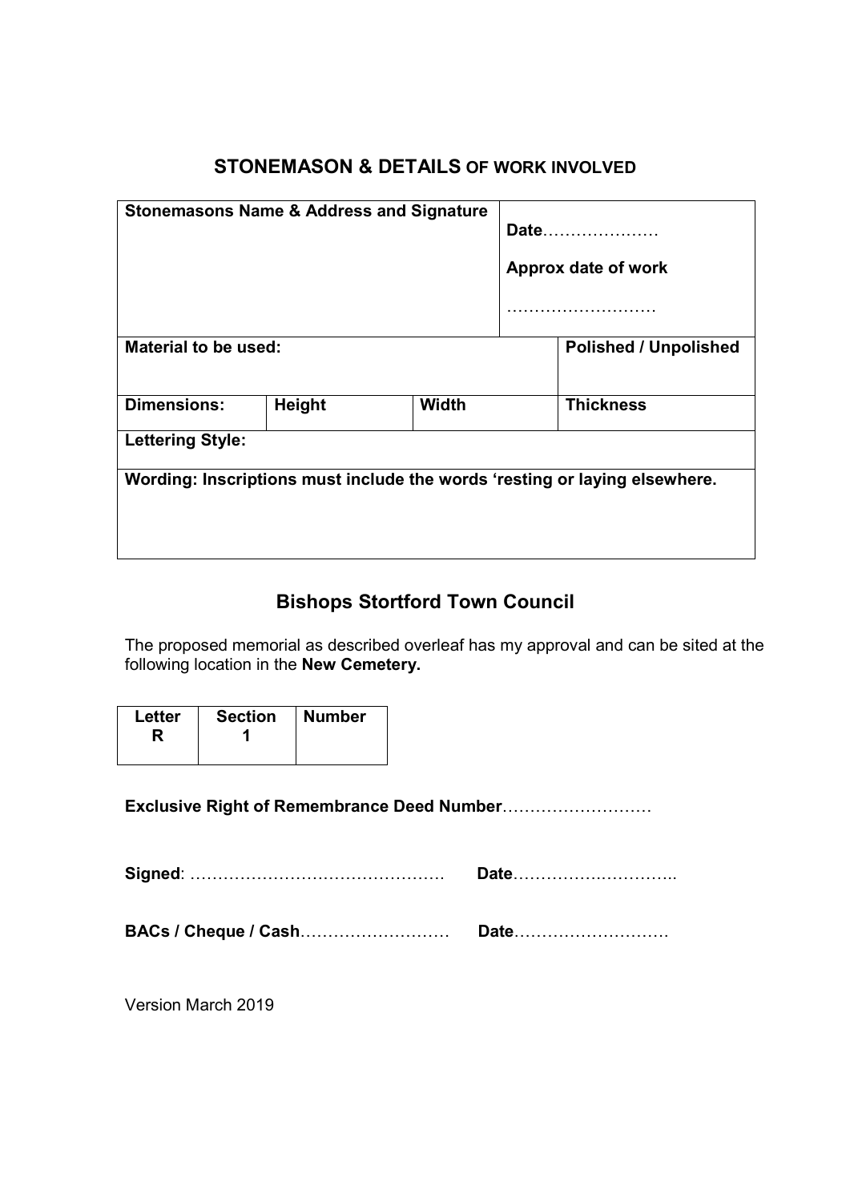## STONEMASON & DETAILS OF WORK INVOLVED

| | | | | |
|---|---|---|---|---|
| **Stonemasons Name & Address and Signature** | | | **Date**…………………<br><br>**Approx date of work**<br><br>……………………… | |
| **Material to be used:** | | | | **Polished / Unpolished** |
| **Dimensions:** | **Height** | **Width** | | **Thickness** |
| **Lettering Style:** | | | | |
| **Wording: Inscriptions must include the words 'resting or laying elsewhere.** | | | | |

## Bishops Stortford Town Council

The proposed memorial as described overleaf has my approval and can be sited at the following location in the **New Cemetery.**

| Letter | Section | Number |
|---|---|---|
| R | 1 | |

**Exclusive Right of Remembrance Deed Number**………………………

**Signed**: ………………………………………… **Date**………………………..

**BACs / Cheque / Cash**……………………… **Date**……………………….

Version March 2019